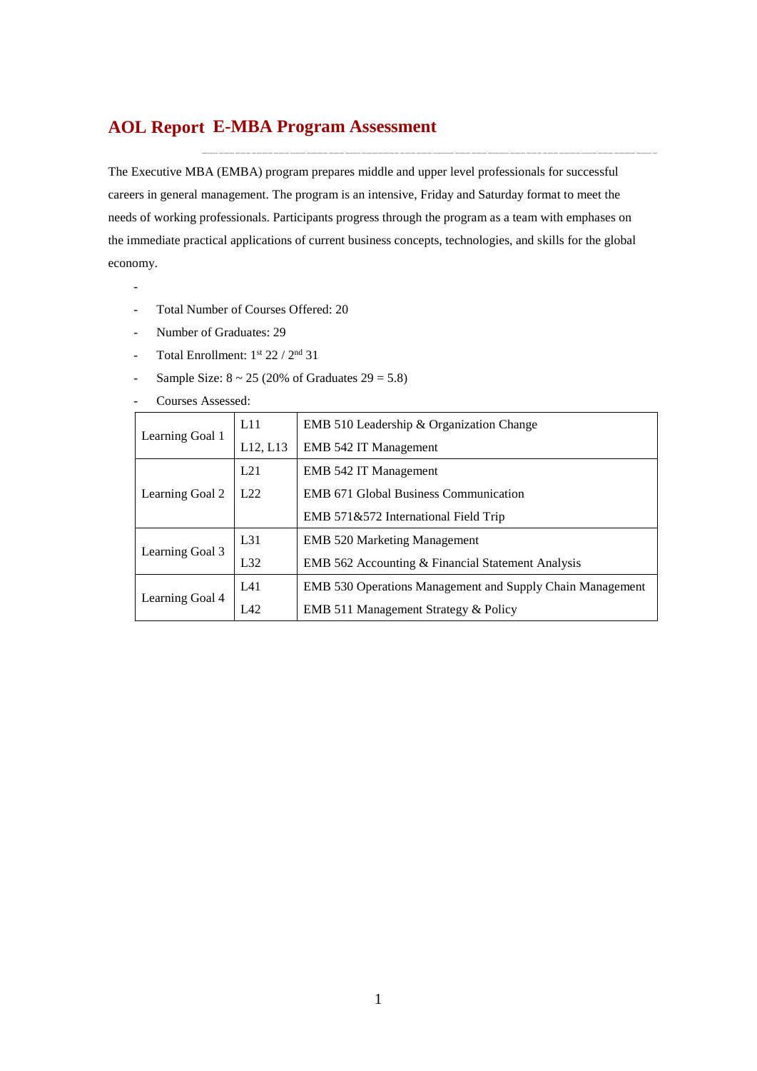# AOL Report E-MBA Program Assessment

The Executive MBA (EMBA) program prepares middle and upper level professionals for successful careers in general management. The program is an intensive, Friday and Saturday format to meet the needs of working professionals. Participants progress through the program as a team with emphases on the immediate practical applications of current business concepts, technologies, and skills for the global economy.

- Total Number of Courses Offered: 20
- Number of Graduates: 29
- Total Enrollment: 1st 22 / 2nd 31
- Sample Size: 8 ~ 25 (20% of Graduates 29 = 5.8)
- Courses Assessed:

| | | |
|---|---|---|
| Learning Goal 1 | L11 | EMB 510 Leadership & Organization Change |
| | L12, L13 | EMB 542 IT Management |
| Learning Goal 2 | L21 | EMB 542 IT Management |
| | L22 | EMB 671 Global Business Communication |
| | | EMB 571&572 International Field Trip |
| Learning Goal 3 | L31 | EMB 520 Marketing Management |
| | L32 | EMB 562 Accounting & Financial Statement Analysis |
| Learning Goal 4 | L41 | EMB 530 Operations Management and Supply Chain Management |
| | L42 | EMB 511 Management Strategy & Policy |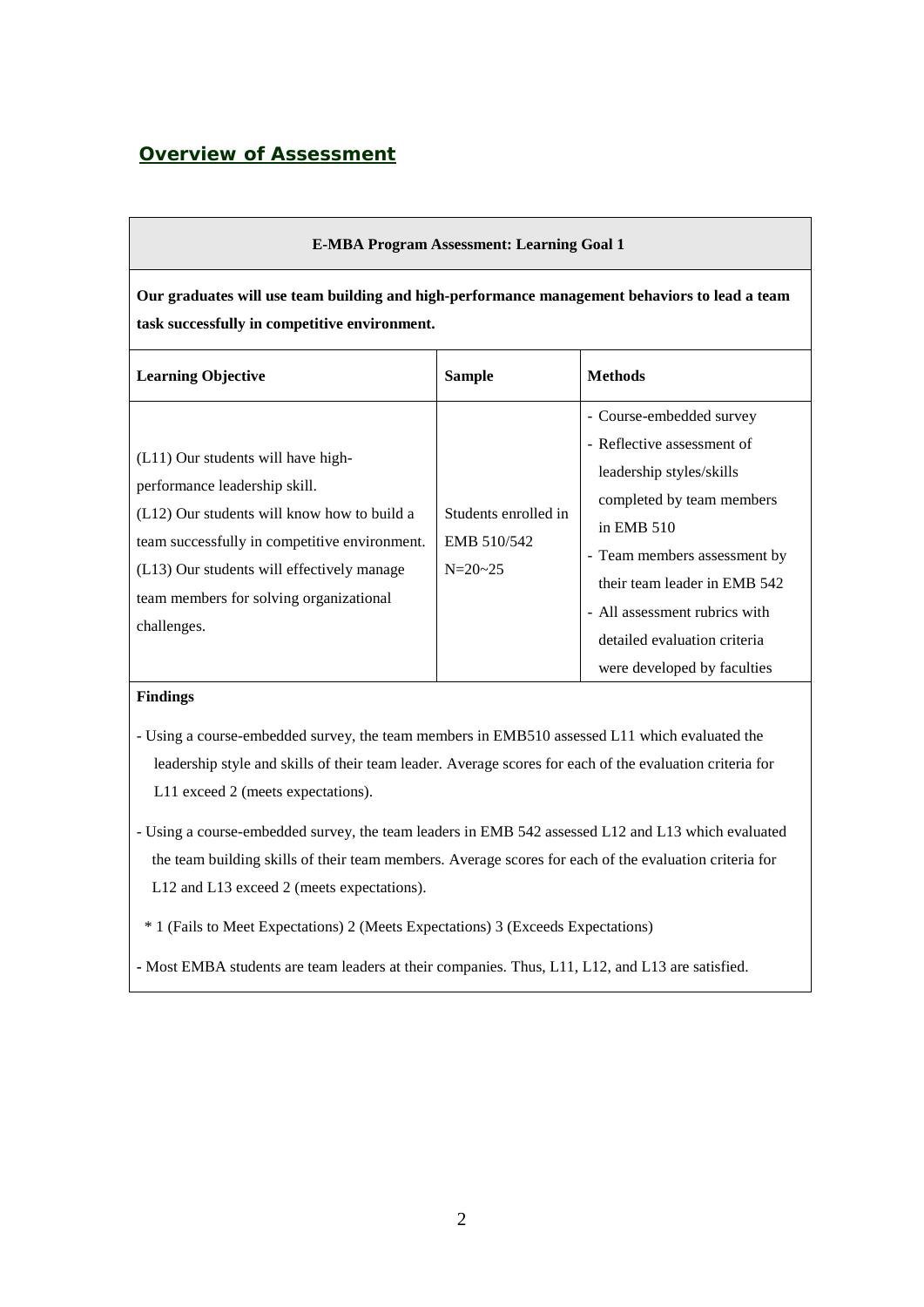## Overview of Assessment

| **E-MBA Program Assessment: Learning Goal 1** | | |
|---|---|---|
| **Our graduates will use team building and high-performance management behaviors to lead a team task successfully in competitive environment.** | | |
| **Learning Objective** | **Sample** | **Methods** |
| (L11) Our students will have high-performance leadership skill.<br>(L12) Our students will know how to build a team successfully in competitive environment.<br>(L13) Our students will effectively manage team members for solving organizational challenges. | Students enrolled in EMB 510/542<br>N=20~25 | - Course-embedded survey<br>- Reflective assessment of leadership styles/skills completed by team members in EMB 510<br>- Team members assessment by their team leader in EMB 542<br>- All assessment rubrics with detailed evaluation criteria were developed by faculties |

**Findings**

- Using a course-embedded survey, the team members in EMB510 assessed L11 which evaluated the leadership style and skills of their team leader. Average scores for each of the evaluation criteria for L11 exceed 2 (meets expectations).

- Using a course-embedded survey, the team leaders in EMB 542 assessed L12 and L13 which evaluated the team building skills of their team members. Average scores for each of the evaluation criteria for L12 and L13 exceed 2 (meets expectations).

\* 1 (Fails to Meet Expectations) 2 (Meets Expectations) 3 (Exceeds Expectations)

- Most EMBA students are team leaders at their companies. Thus, L11, L12, and L13 are satisfied.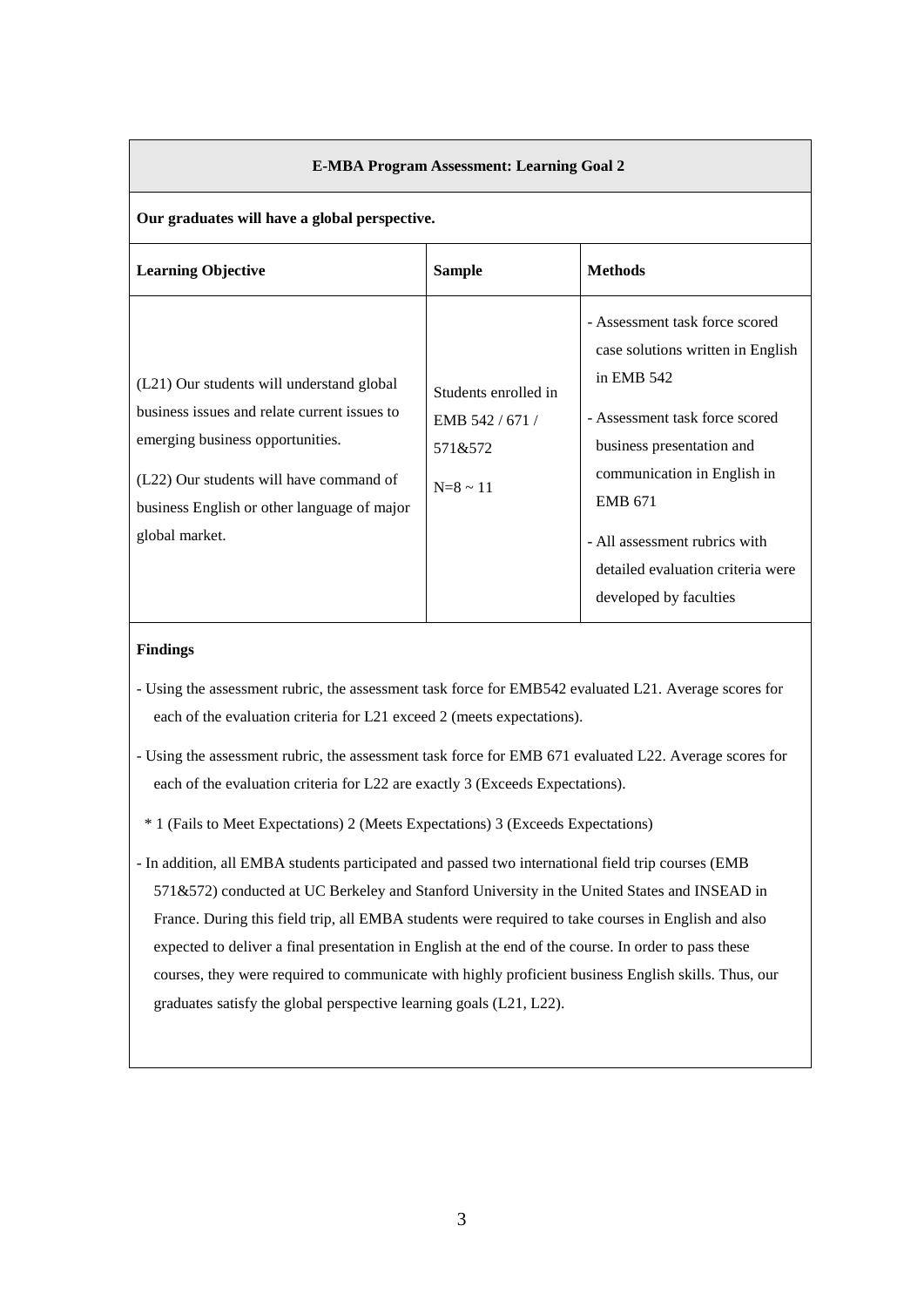| **E-MBA Program Assessment: Learning Goal 2** | | |
|---|---|---|
| **Our graduates will have a global perspective.** | | |
| **Learning Objective** | **Sample** | **Methods** |
| (L21) Our students will understand global business issues and relate current issues to emerging business opportunities.<br><br>(L22) Our students will have command of business English or other language of major global market. | Students enrolled in EMB 542 / 671 / 571&572<br><br>N=8 ~ 11 | - Assessment task force scored case solutions written in English in EMB 542<br>- Assessment task force scored business presentation and communication in English in EMB 671<br>- All assessment rubrics with detailed evaluation criteria were developed by faculties |

**Findings**

- Using the assessment rubric, the assessment task force for EMB542 evaluated L21. Average scores for each of the evaluation criteria for L21 exceed 2 (meets expectations).
- Using the assessment rubric, the assessment task force for EMB 671 evaluated L22. Average scores for each of the evaluation criteria for L22 are exactly 3 (Exceeds Expectations).

  * 1 (Fails to Meet Expectations) 2 (Meets Expectations) 3 (Exceeds Expectations)

- In addition, all EMBA students participated and passed two international field trip courses (EMB 571&572) conducted at UC Berkeley and Stanford University in the United States and INSEAD in France. During this field trip, all EMBA students were required to take courses in English and also expected to deliver a final presentation in English at the end of the course. In order to pass these courses, they were required to communicate with highly proficient business English skills. Thus, our graduates satisfy the global perspective learning goals (L21, L22).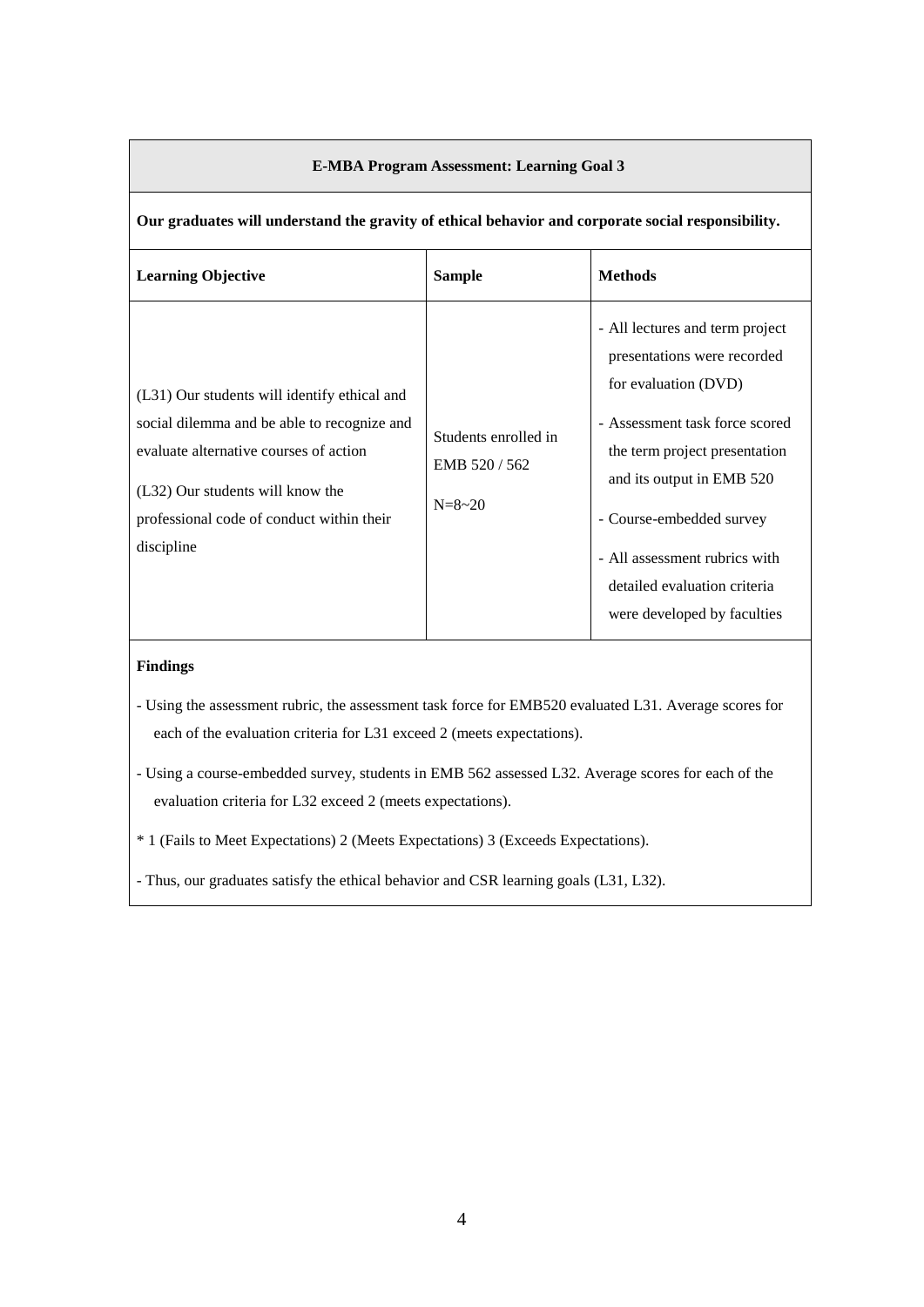**E-MBA Program Assessment: Learning Goal 3**

**Our graduates will understand the gravity of ethical behavior and corporate social responsibility.**

| **Learning Objective** | **Sample** | **Methods** |
|---|---|---|
| (L31) Our students will identify ethical and social dilemma and be able to recognize and evaluate alternative courses of action<br><br>(L32) Our students will know the professional code of conduct within their discipline | Students enrolled in EMB 520 / 562<br><br>N=8~20 | - All lectures and term project presentations were recorded for evaluation (DVD)<br>- Assessment task force scored the term project presentation and its output in EMB 520<br>- Course-embedded survey<br>- All assessment rubrics with detailed evaluation criteria were developed by faculties |

**Findings**

- Using the assessment rubric, the assessment task force for EMB520 evaluated L31. Average scores for each of the evaluation criteria for L31 exceed 2 (meets expectations).
- Using a course-embedded survey, students in EMB 562 assessed L32. Average scores for each of the evaluation criteria for L32 exceed 2 (meets expectations).

* 1 (Fails to Meet Expectations) 2 (Meets Expectations) 3 (Exceeds Expectations).

- Thus, our graduates satisfy the ethical behavior and CSR learning goals (L31, L32).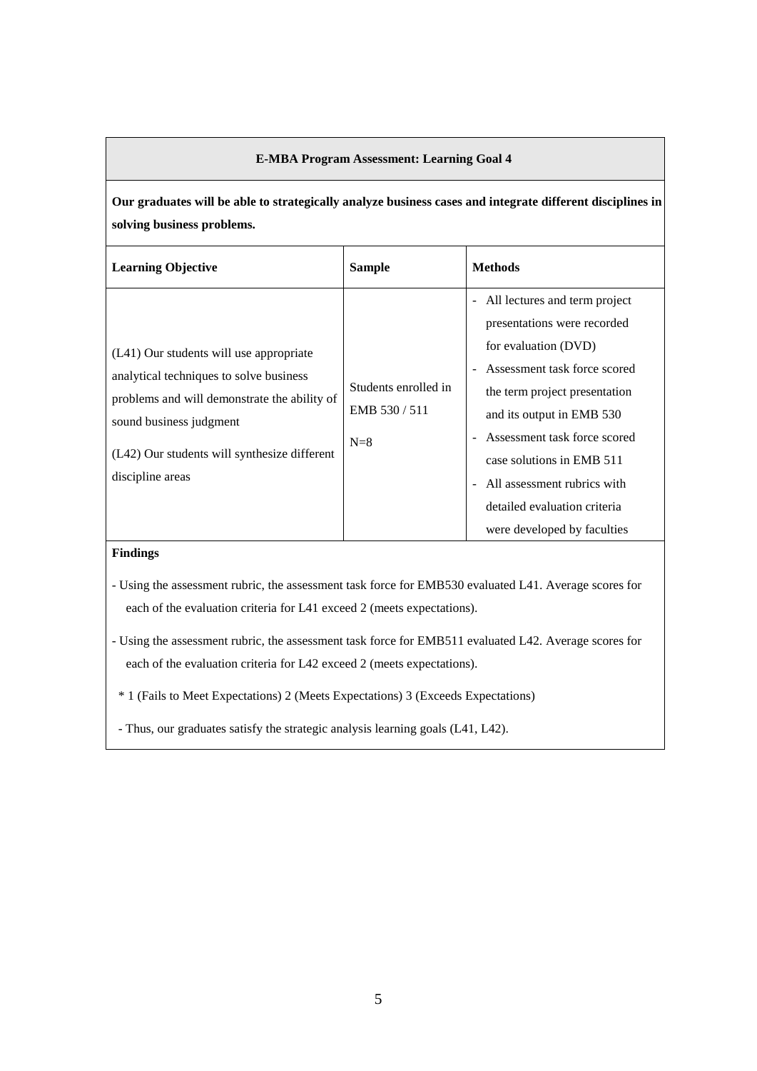**E-MBA Program Assessment: Learning Goal 4**

**Our graduates will be able to strategically analyze business cases and integrate different disciplines in solving business problems.**

| **Learning Objective** | **Sample** | **Methods** |
|---|---|---|
| (L41) Our students will use appropriate analytical techniques to solve business problems and will demonstrate the ability of sound business judgment<br><br>(L42) Our students will synthesize different discipline areas | Students enrolled in EMB 530 / 511<br><br>N=8 | - All lectures and term project presentations were recorded for evaluation (DVD)<br>- Assessment task force scored the term project presentation and its output in EMB 530<br>- Assessment task force scored case solutions in EMB 511<br>- All assessment rubrics with detailed evaluation criteria were developed by faculties |

**Findings**

- Using the assessment rubric, the assessment task force for EMB530 evaluated L41. Average scores for each of the evaluation criteria for L41 exceed 2 (meets expectations).

- Using the assessment rubric, the assessment task force for EMB511 evaluated L42. Average scores for each of the evaluation criteria for L42 exceed 2 (meets expectations).

\* 1 (Fails to Meet Expectations) 2 (Meets Expectations) 3 (Exceeds Expectations)

- Thus, our graduates satisfy the strategic analysis learning goals (L41, L42).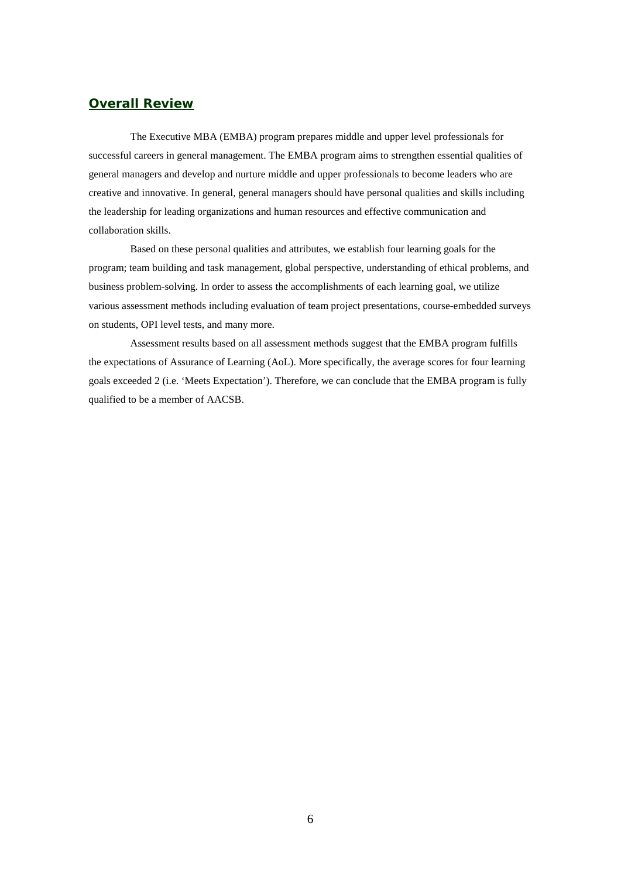## Overall Review

The Executive MBA (EMBA) program prepares middle and upper level professionals for successful careers in general management. The EMBA program aims to strengthen essential qualities of general managers and develop and nurture middle and upper professionals to become leaders who are creative and innovative. In general, general managers should have personal qualities and skills including the leadership for leading organizations and human resources and effective communication and collaboration skills.

Based on these personal qualities and attributes, we establish four learning goals for the program; team building and task management, global perspective, understanding of ethical problems, and business problem-solving. In order to assess the accomplishments of each learning goal, we utilize various assessment methods including evaluation of team project presentations, course-embedded surveys on students, OPI level tests, and many more.

Assessment results based on all assessment methods suggest that the EMBA program fulfills the expectations of Assurance of Learning (AoL). More specifically, the average scores for four learning goals exceeded 2 (i.e. 'Meets Expectation'). Therefore, we can conclude that the EMBA program is fully qualified to be a member of AACSB.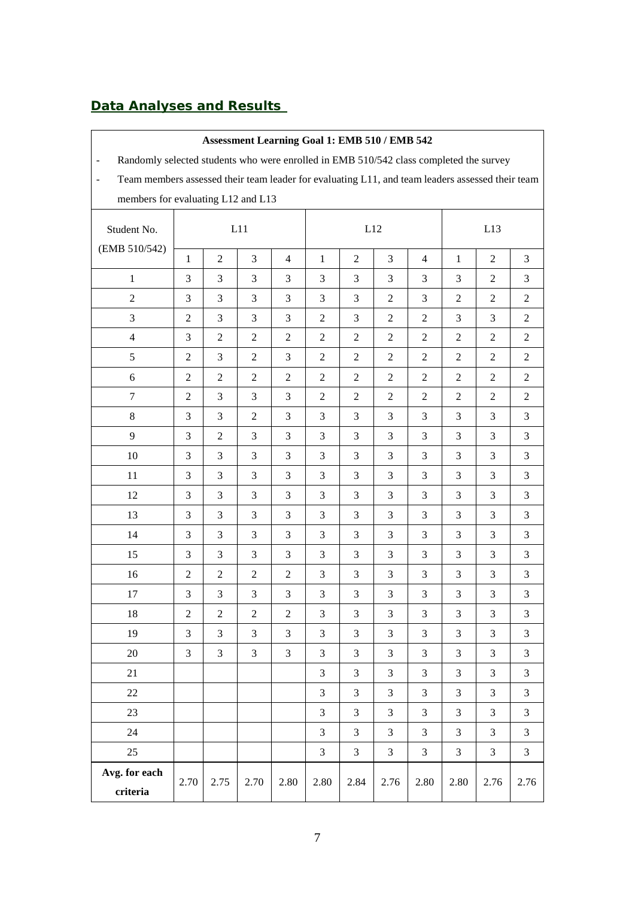## Data Analyses and Results

**Assessment Learning Goal 1: EMB 510 / EMB 542**

- Randomly selected students who were enrolled in EMB 510/542 class completed the survey
- Team members assessed their team leader for evaluating L11, and team leaders assessed their team members for evaluating L12 and L13

| Student No. (EMB 510/542) | L11 | | | | L12 | | | | L13 | | |
|---|---|---|---|---|---|---|---|---|---|---|---|
| | 1 | 2 | 3 | 4 | 1 | 2 | 3 | 4 | 1 | 2 | 3 |
| 1 | 3 | 3 | 3 | 3 | 3 | 3 | 3 | 3 | 3 | 2 | 3 |
| 2 | 3 | 3 | 3 | 3 | 3 | 3 | 2 | 3 | 2 | 2 | 2 |
| 3 | 2 | 3 | 3 | 3 | 2 | 3 | 2 | 2 | 3 | 3 | 2 |
| 4 | 3 | 2 | 2 | 2 | 2 | 2 | 2 | 2 | 2 | 2 | 2 |
| 5 | 2 | 3 | 2 | 3 | 2 | 2 | 2 | 2 | 2 | 2 | 2 |
| 6 | 2 | 2 | 2 | 2 | 2 | 2 | 2 | 2 | 2 | 2 | 2 |
| 7 | 2 | 3 | 3 | 3 | 2 | 2 | 2 | 2 | 2 | 2 | 2 |
| 8 | 3 | 3 | 2 | 3 | 3 | 3 | 3 | 3 | 3 | 3 | 3 |
| 9 | 3 | 2 | 3 | 3 | 3 | 3 | 3 | 3 | 3 | 3 | 3 |
| 10 | 3 | 3 | 3 | 3 | 3 | 3 | 3 | 3 | 3 | 3 | 3 |
| 11 | 3 | 3 | 3 | 3 | 3 | 3 | 3 | 3 | 3 | 3 | 3 |
| 12 | 3 | 3 | 3 | 3 | 3 | 3 | 3 | 3 | 3 | 3 | 3 |
| 13 | 3 | 3 | 3 | 3 | 3 | 3 | 3 | 3 | 3 | 3 | 3 |
| 14 | 3 | 3 | 3 | 3 | 3 | 3 | 3 | 3 | 3 | 3 | 3 |
| 15 | 3 | 3 | 3 | 3 | 3 | 3 | 3 | 3 | 3 | 3 | 3 |
| 16 | 2 | 2 | 2 | 2 | 3 | 3 | 3 | 3 | 3 | 3 | 3 |
| 17 | 3 | 3 | 3 | 3 | 3 | 3 | 3 | 3 | 3 | 3 | 3 |
| 18 | 2 | 2 | 2 | 2 | 3 | 3 | 3 | 3 | 3 | 3 | 3 |
| 19 | 3 | 3 | 3 | 3 | 3 | 3 | 3 | 3 | 3 | 3 | 3 |
| 20 | 3 | 3 | 3 | 3 | 3 | 3 | 3 | 3 | 3 | 3 | 3 |
| 21 | | | | | 3 | 3 | 3 | 3 | 3 | 3 | 3 |
| 22 | | | | | 3 | 3 | 3 | 3 | 3 | 3 | 3 |
| 23 | | | | | 3 | 3 | 3 | 3 | 3 | 3 | 3 |
| 24 | | | | | 3 | 3 | 3 | 3 | 3 | 3 | 3 |
| 25 | | | | | 3 | 3 | 3 | 3 | 3 | 3 | 3 |
| **Avg. for each criteria** | 2.70 | 2.75 | 2.70 | 2.80 | 2.80 | 2.84 | 2.76 | 2.80 | 2.80 | 2.76 | 2.76 |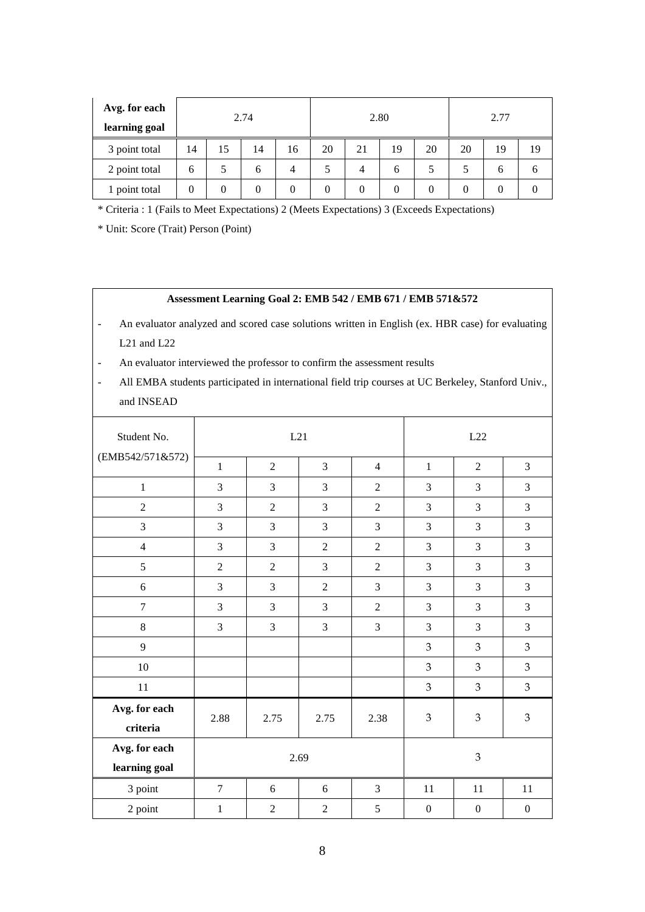| Avg. for each learning goal | 2.74 | | | | 2.80 | | | | 2.77 | | |
|---|---|---|---|---|---|---|---|---|---|---|---|
| 3 point total | 14 | 15 | 14 | 16 | 20 | 21 | 19 | 20 | 20 | 19 | 19 |
| 2 point total | 6 | 5 | 6 | 4 | 5 | 4 | 6 | 5 | 5 | 6 | 6 |
| 1 point total | 0 | 0 | 0 | 0 | 0 | 0 | 0 | 0 | 0 | 0 | 0 |

* Criteria : 1 (Fails to Meet Expectations) 2 (Meets Expectations) 3 (Exceeds Expectations)

* Unit: Score (Trait) Person (Point)

**Assessment Learning Goal 2: EMB 542 / EMB 671 / EMB 571&572**

- An evaluator analyzed and scored case solutions written in English (ex. HBR case) for evaluating L21 and L22
- An evaluator interviewed the professor to confirm the assessment results
- All EMBA students participated in international field trip courses at UC Berkeley, Stanford Univ., and INSEAD

| Student No. (EMB542/571&572) | L21 | | | | L22 | | |
|---|---|---|---|---|---|---|---|
| | 1 | 2 | 3 | 4 | 1 | 2 | 3 |
| 1 | 3 | 3 | 3 | 2 | 3 | 3 | 3 |
| 2 | 3 | 2 | 3 | 2 | 3 | 3 | 3 |
| 3 | 3 | 3 | 3 | 3 | 3 | 3 | 3 |
| 4 | 3 | 3 | 2 | 2 | 3 | 3 | 3 |
| 5 | 2 | 2 | 3 | 2 | 3 | 3 | 3 |
| 6 | 3 | 3 | 2 | 3 | 3 | 3 | 3 |
| 7 | 3 | 3 | 3 | 2 | 3 | 3 | 3 |
| 8 | 3 | 3 | 3 | 3 | 3 | 3 | 3 |
| 9 | | | | | 3 | 3 | 3 |
| 10 | | | | | 3 | 3 | 3 |
| 11 | | | | | 3 | 3 | 3 |
| **Avg. for each criteria** | 2.88 | 2.75 | 2.75 | 2.38 | 3 | 3 | 3 |
| **Avg. for each learning goal** | 2.69 | | | | 3 | | |
| 3 point | 7 | 6 | 6 | 3 | 11 | 11 | 11 |
| 2 point | 1 | 2 | 2 | 5 | 0 | 0 | 0 |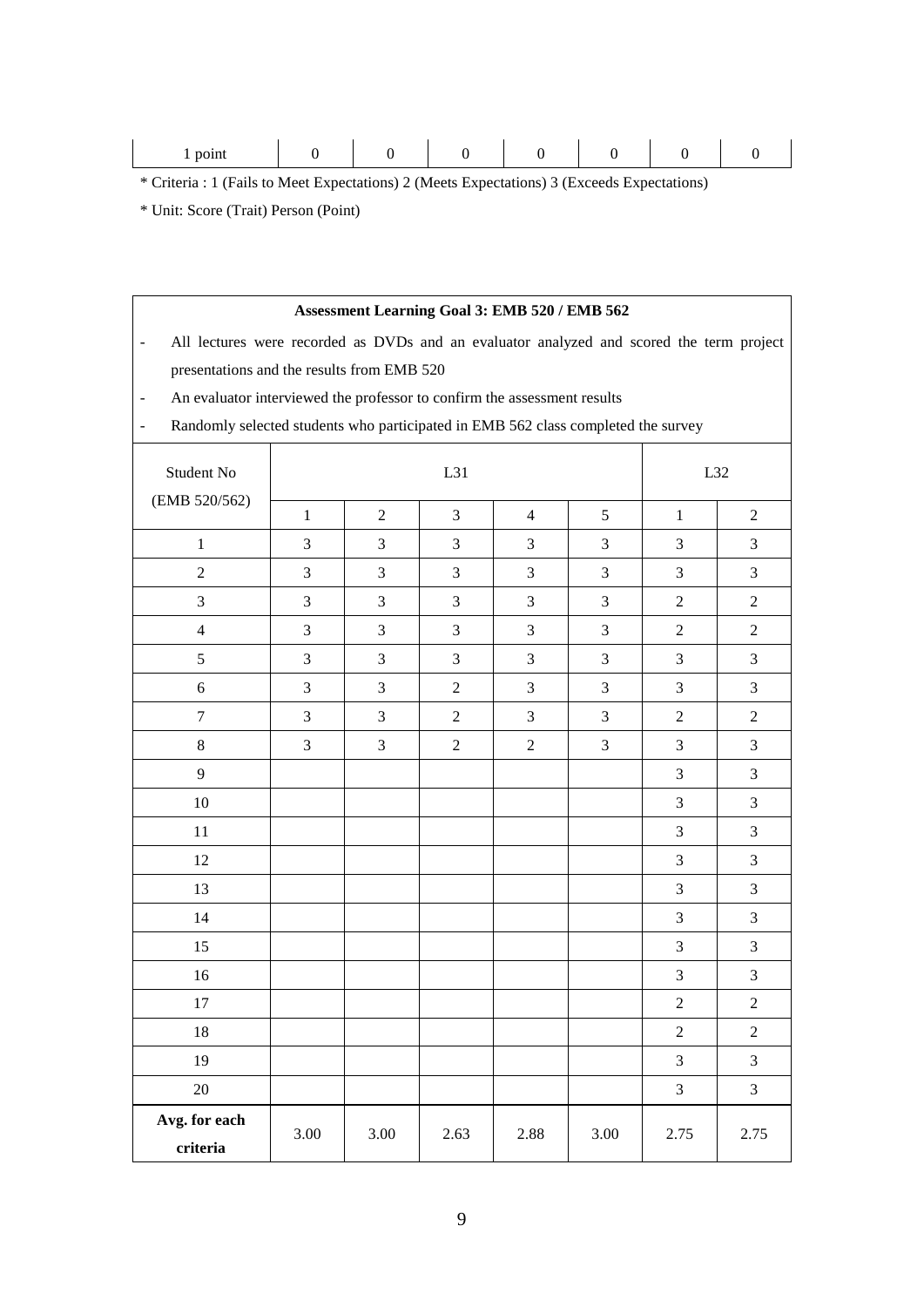| 1 point | 0 | 0 | 0 | 0 | 0 | 0 | 0 |
|---|---|---|---|---|---|---|---|

* Criteria : 1 (Fails to Meet Expectations) 2 (Meets Expectations) 3 (Exceeds Expectations)

* Unit: Score (Trait) Person (Point)

**Assessment Learning Goal 3: EMB 520 / EMB 562**

- All lectures were recorded as DVDs and an evaluator analyzed and scored the term project presentations and the results from EMB 520
- An evaluator interviewed the professor to confirm the assessment results
- Randomly selected students who participated in EMB 562 class completed the survey

| Student No (EMB 520/562) | L31 | | | | | L32 | |
|---|---|---|---|---|---|---|---|
| | 1 | 2 | 3 | 4 | 5 | 1 | 2 |
| 1 | 3 | 3 | 3 | 3 | 3 | 3 | 3 |
| 2 | 3 | 3 | 3 | 3 | 3 | 3 | 3 |
| 3 | 3 | 3 | 3 | 3 | 3 | 2 | 2 |
| 4 | 3 | 3 | 3 | 3 | 3 | 2 | 2 |
| 5 | 3 | 3 | 3 | 3 | 3 | 3 | 3 |
| 6 | 3 | 3 | 2 | 3 | 3 | 3 | 3 |
| 7 | 3 | 3 | 2 | 3 | 3 | 2 | 2 |
| 8 | 3 | 3 | 2 | 2 | 3 | 3 | 3 |
| 9 | | | | | | 3 | 3 |
| 10 | | | | | | 3 | 3 |
| 11 | | | | | | 3 | 3 |
| 12 | | | | | | 3 | 3 |
| 13 | | | | | | 3 | 3 |
| 14 | | | | | | 3 | 3 |
| 15 | | | | | | 3 | 3 |
| 16 | | | | | | 3 | 3 |
| 17 | | | | | | 2 | 2 |
| 18 | | | | | | 2 | 2 |
| 19 | | | | | | 3 | 3 |
| 20 | | | | | | 3 | 3 |
| **Avg. for each criteria** | 3.00 | 3.00 | 2.63 | 2.88 | 3.00 | 2.75 | 2.75 |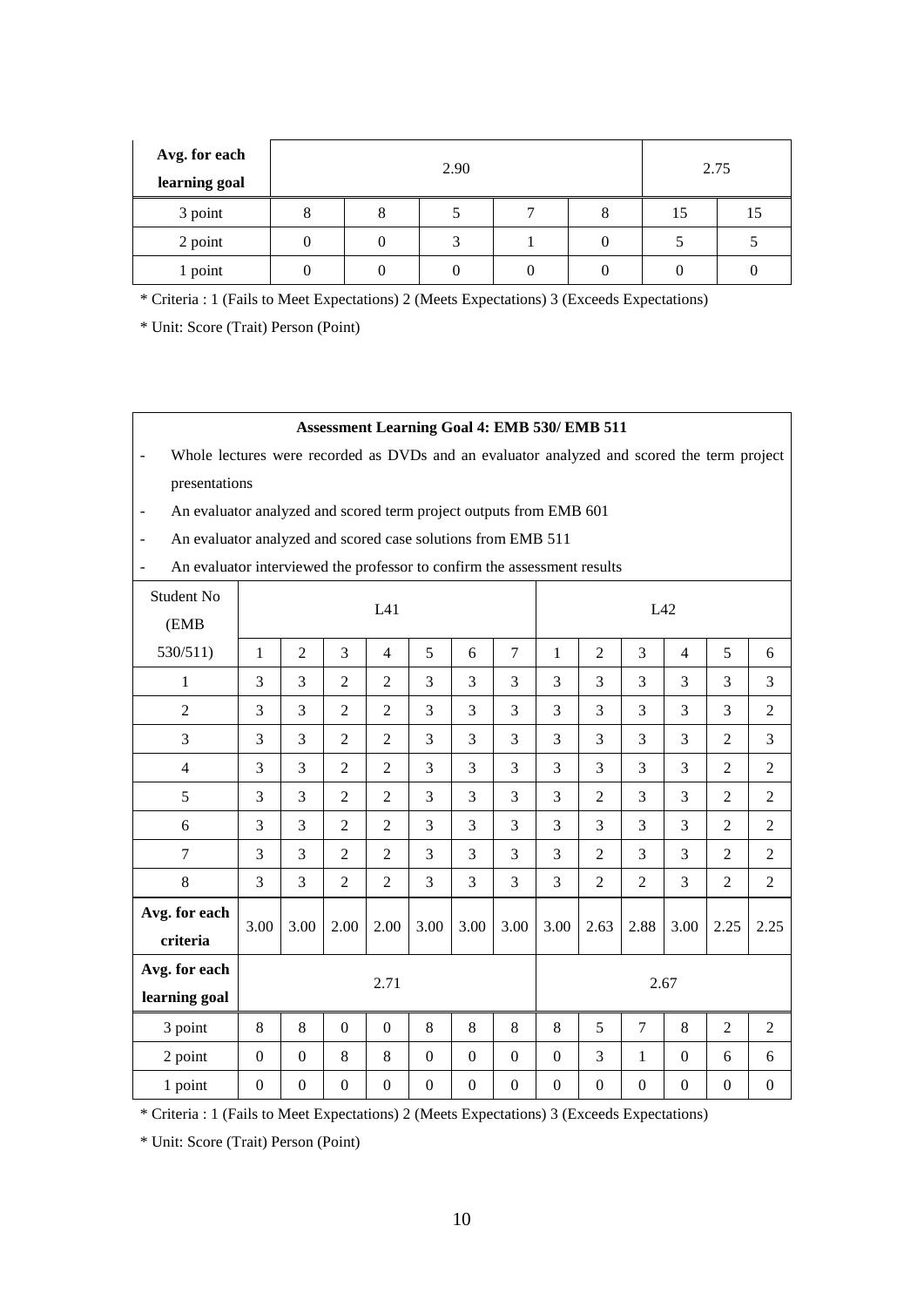| Avg. for each learning goal | 2.90 | | | | | 2.75 | |
|---|---|---|---|---|---|---|---|
| 3 point | 8 | 8 | 5 | 7 | 8 | 15 | 15 |
| 2 point | 0 | 0 | 3 | 1 | 0 | 5 | 5 |
| 1 point | 0 | 0 | 0 | 0 | 0 | 0 | 0 |

* Criteria : 1 (Fails to Meet Expectations) 2 (Meets Expectations) 3 (Exceeds Expectations)

* Unit: Score (Trait) Person (Point)

**Assessment Learning Goal 4: EMB 530/ EMB 511**

- Whole lectures were recorded as DVDs and an evaluator analyzed and scored the term project presentations
- An evaluator analyzed and scored term project outputs from EMB 601
- An evaluator analyzed and scored case solutions from EMB 511
- An evaluator interviewed the professor to confirm the assessment results

| Student No (EMB 530/511) | L41 | | | | | | | L42 | | | | | |
|---|---|---|---|---|---|---|---|---|---|---|---|---|---|
| | 1 | 2 | 3 | 4 | 5 | 6 | 7 | 1 | 2 | 3 | 4 | 5 | 6 |
| 1 | 3 | 3 | 2 | 2 | 3 | 3 | 3 | 3 | 3 | 3 | 3 | 3 | 3 |
| 2 | 3 | 3 | 2 | 2 | 3 | 3 | 3 | 3 | 3 | 3 | 3 | 3 | 2 |
| 3 | 3 | 3 | 2 | 2 | 3 | 3 | 3 | 3 | 3 | 3 | 3 | 2 | 3 |
| 4 | 3 | 3 | 2 | 2 | 3 | 3 | 3 | 3 | 3 | 3 | 3 | 2 | 2 |
| 5 | 3 | 3 | 2 | 2 | 3 | 3 | 3 | 3 | 2 | 3 | 3 | 2 | 2 |
| 6 | 3 | 3 | 2 | 2 | 3 | 3 | 3 | 3 | 3 | 3 | 3 | 2 | 2 |
| 7 | 3 | 3 | 2 | 2 | 3 | 3 | 3 | 3 | 2 | 3 | 3 | 2 | 2 |
| 8 | 3 | 3 | 2 | 2 | 3 | 3 | 3 | 3 | 2 | 2 | 3 | 2 | 2 |
| **Avg. for each criteria** | 3.00 | 3.00 | 2.00 | 2.00 | 3.00 | 3.00 | 3.00 | 3.00 | 2.63 | 2.88 | 3.00 | 2.25 | 2.25 |
| **Avg. for each learning goal** | 2.71 | | | | | | | 2.67 | | | | | |
| 3 point | 8 | 8 | 0 | 0 | 8 | 8 | 8 | 8 | 5 | 7 | 8 | 2 | 2 |
| 2 point | 0 | 0 | 8 | 8 | 0 | 0 | 0 | 0 | 3 | 1 | 0 | 6 | 6 |
| 1 point | 0 | 0 | 0 | 0 | 0 | 0 | 0 | 0 | 0 | 0 | 0 | 0 | 0 |

* Criteria : 1 (Fails to Meet Expectations) 2 (Meets Expectations) 3 (Exceeds Expectations)

* Unit: Score (Trait) Person (Point)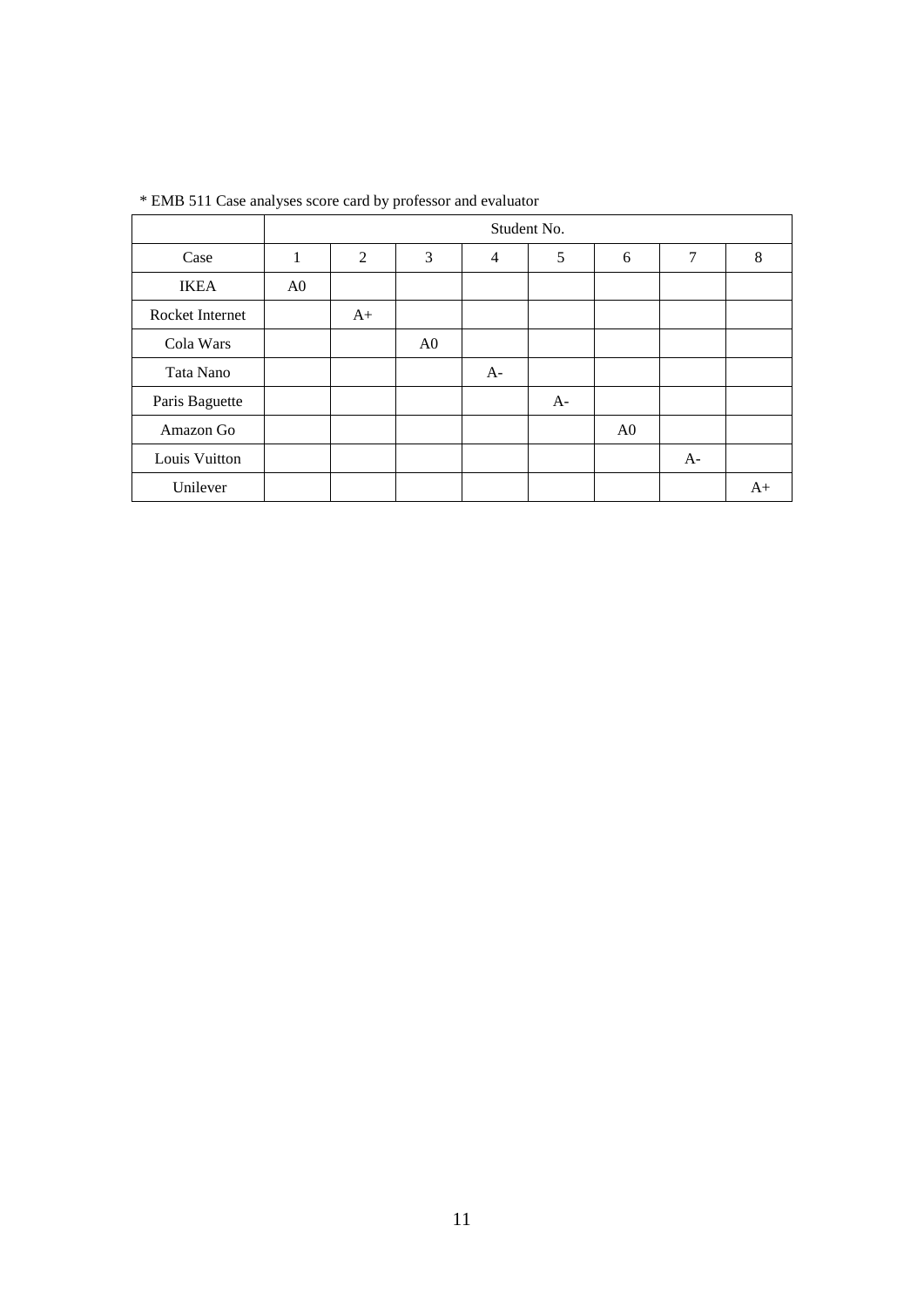* EMB 511 Case analyses score card by professor and evaluator

| | Student No. | | | | | | | |
|---|---|---|---|---|---|---|---|---|
| Case | 1 | 2 | 3 | 4 | 5 | 6 | 7 | 8 |
| IKEA | A0 | | | | | | | |
| Rocket Internet | | A+ | | | | | | |
| Cola Wars | | | A0 | | | | | |
| Tata Nano | | | | A- | | | | |
| Paris Baguette | | | | | A- | | | |
| Amazon Go | | | | | | A0 | | |
| Louis Vuitton | | | | | | | A- | |
| Unilever | | | | | | | | A+ |